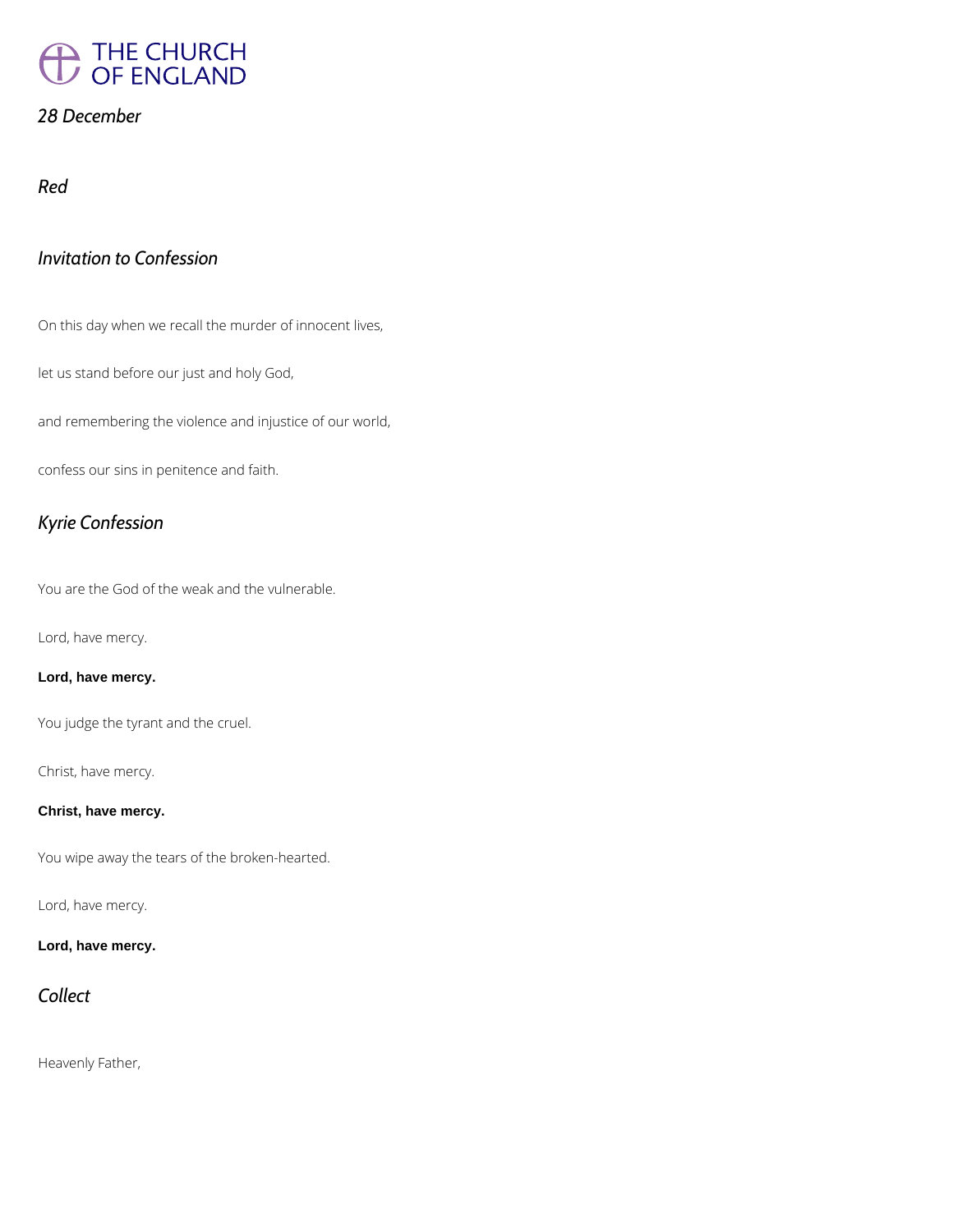THE CHURCH OF ENGLAND

*28 December*

*Red*

## *Invitation to Confession*

On this day when we recall the murder of innocent lives,

let us stand before our just and holy God,

and remembering the violence and injustice of our world,

confess our sins in penitence and faith.

## *Kyrie Confession*

You are the God of the weak and the vulnerable.

Lord, have mercy.

**Lord, have mercy.**

You judge the tyrant and the cruel.

Christ, have mercy.

**Christ, have mercy.**

You wipe away the tears of the broken-hearted.

Lord, have mercy.

**Lord, have mercy.**

## *Collect*

Heavenly Father,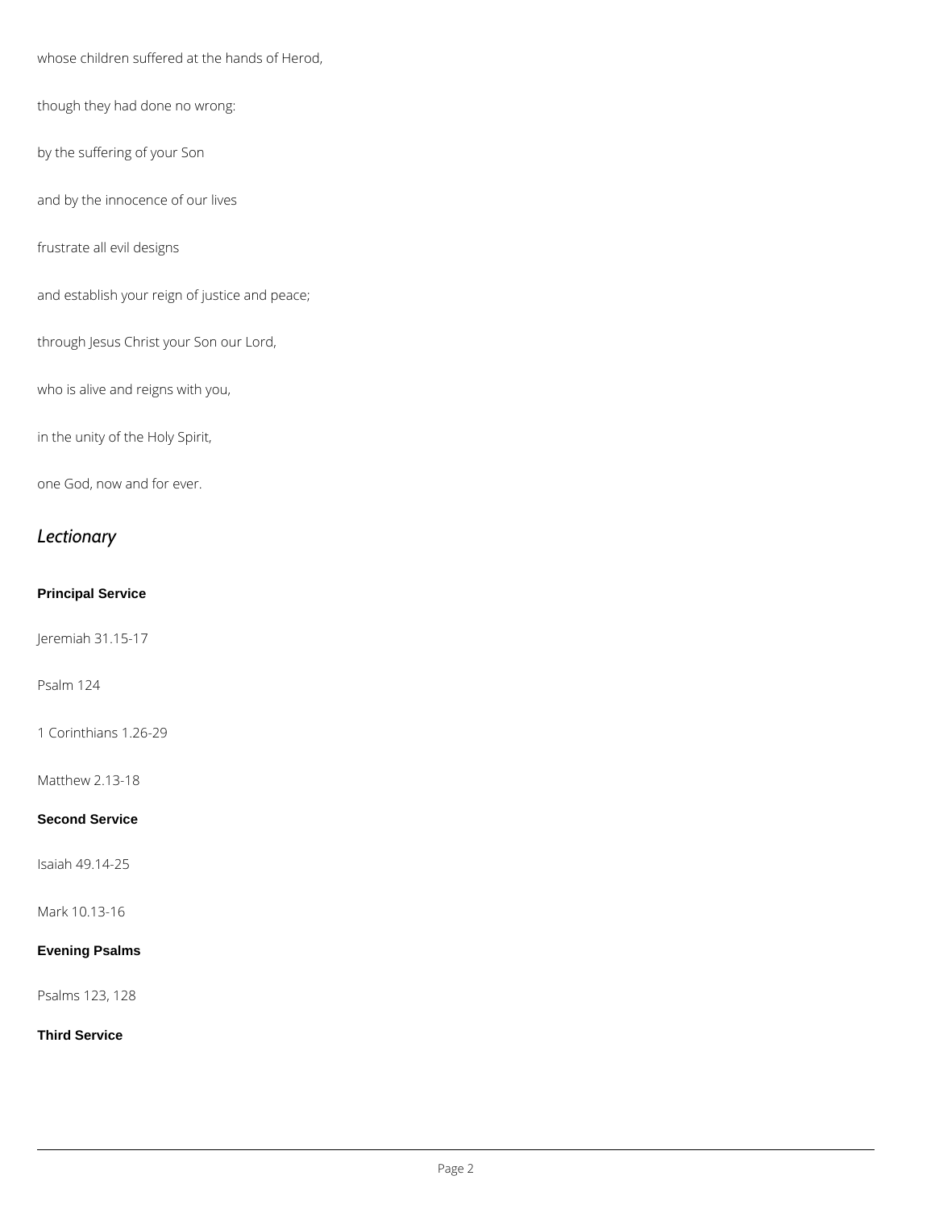whose children suffered at the hands of Herod,

though they had done no wrong:

by the suffering of your Son

and by the innocence of our lives

frustrate all evil designs

and establish your reign of justice and peace;

through Jesus Christ your Son our Lord,

who is alive and reigns with you,

in the unity of the Holy Spirit,

one God, now and for ever.

## *Lectionary*

**Principal Service**

Jeremiah 31.15-17

Psalm 124

1 Corinthians 1.26-29

Matthew 2.13-18

**Second Service**

Isaiah 49.14-25

Mark 10.13-16

**Evening Psalms**

Psalms 123, 128

**Third Service**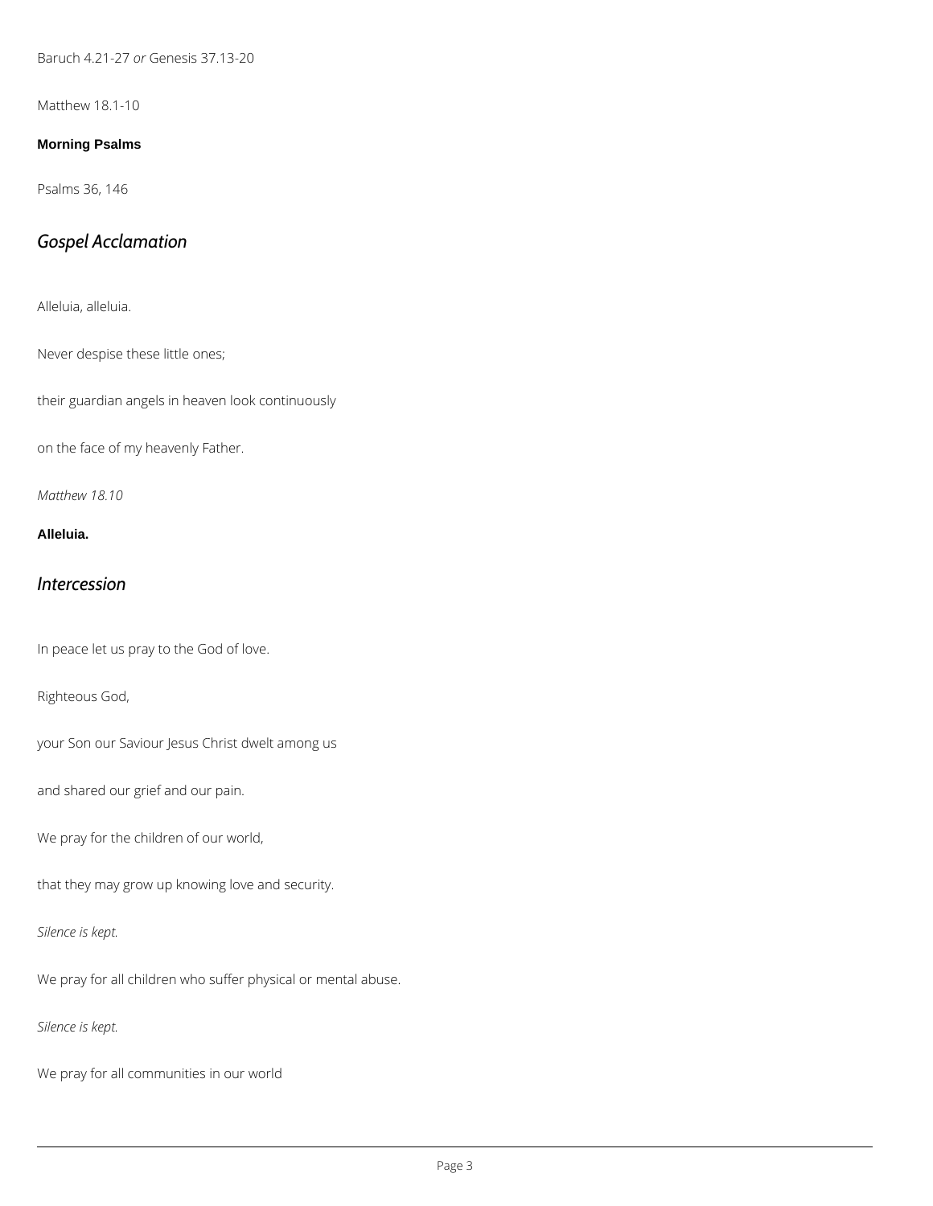Baruch 4.21-27 *or* Genesis 37.13-20

Matthew 18.1-10

**Morning Psalms**

Psalms 36, 146

## *Gospel Acclamation*

Alleluia, alleluia.

Never despise these little ones;

their guardian angels in heaven look continuously

on the face of my heavenly Father.

*Matthew 18.10*

**Alleluia.**

## *Intercession*

In peace let us pray to the God of love.

Righteous God,

your Son our Saviour Jesus Christ dwelt among us

and shared our grief and our pain.

We pray for the children of our world,

that they may grow up knowing love and security.

*Silence is kept.*

We pray for all children who suffer physical or mental abuse.

*Silence is kept.*

We pray for all communities in our world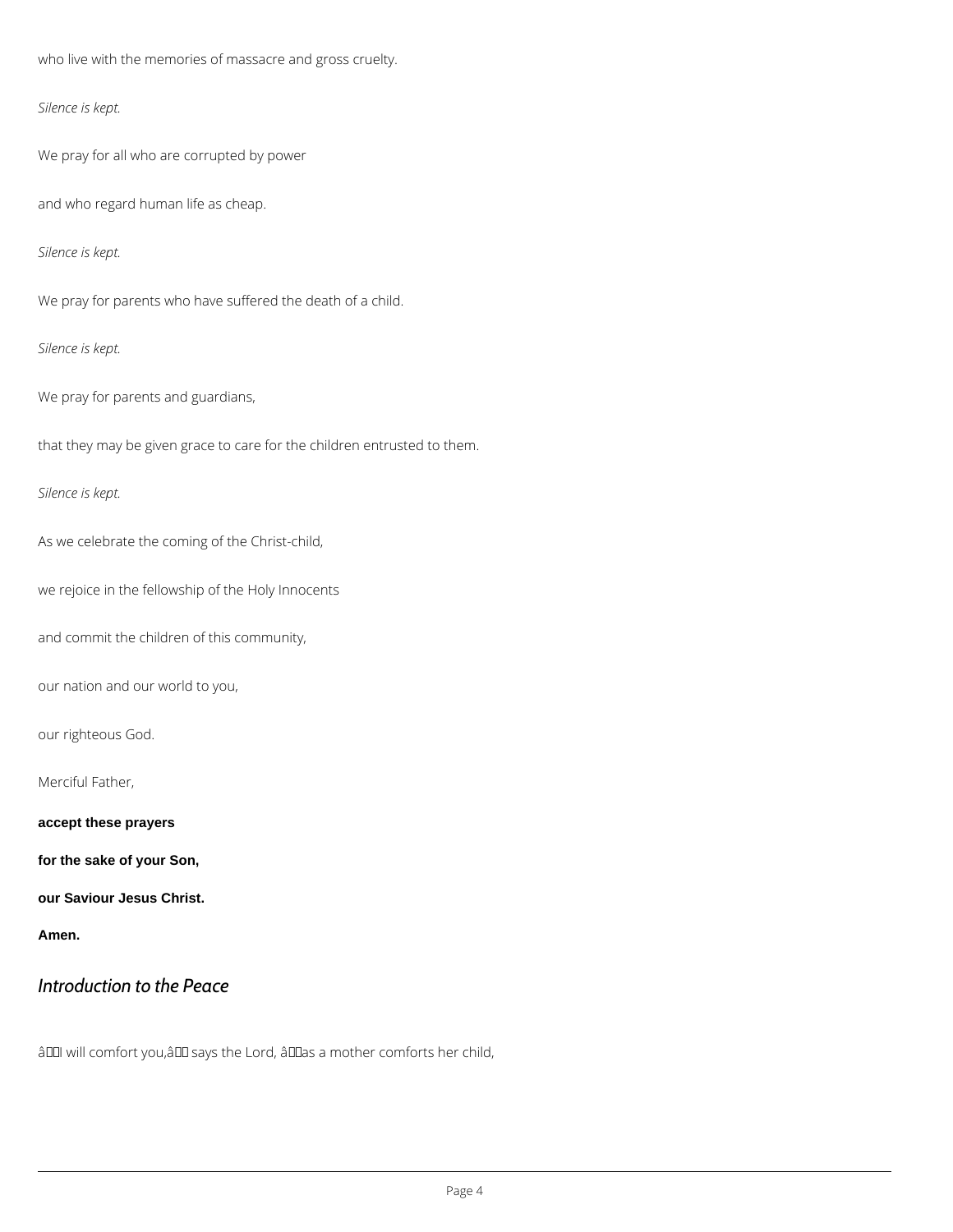who live with the memories of massacre and gross cruelty.

*Silence is kept.*

We pray for all who are corrupted by power

and who regard human life as cheap.

*Silence is kept.*

We pray for parents who have suffered the death of a child.

*Silence is kept.*

We pray for parents and guardians,

that they may be given grace to care for the children entrusted to them.

*Silence is kept.*

As we celebrate the coming of the Christ-child,

we rejoice in the fellowship of the Holy Innocents

and commit the children of this community,

our nation and our world to you,

our righteous God.

Merciful Father,

**accept these prayers**

**for the sake of your Son,**

**our Saviour Jesus Christ.**

**Amen.**

## *Introduction to the Peace*

â I will comfort you,â says the Lord, â as a mother comforts her child,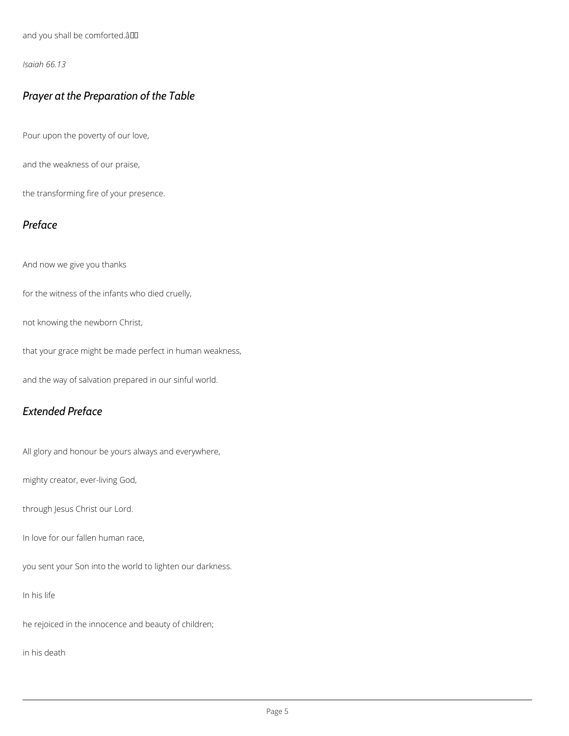and you shall be comforted.â

*Isaiah 66.13*

## *Prayer at the Preparation of the Table*

Pour upon the poverty of our love,

and the weakness of our praise,

the transforming fire of your presence.

## *Preface*

And now we give you thanks

for the witness of the infants who died cruelly,

not knowing the newborn Christ,

that your grace might be made perfect in human weakness,

and the way of salvation prepared in our sinful world.

## *Extended Preface*

All glory and honour be yours always and everywhere,

mighty creator, ever-living God,

through Jesus Christ our Lord.

In love for our fallen human race,

you sent your Son into the world to lighten our darkness.

In his life

he rejoiced in the innocence and beauty of children;

in his death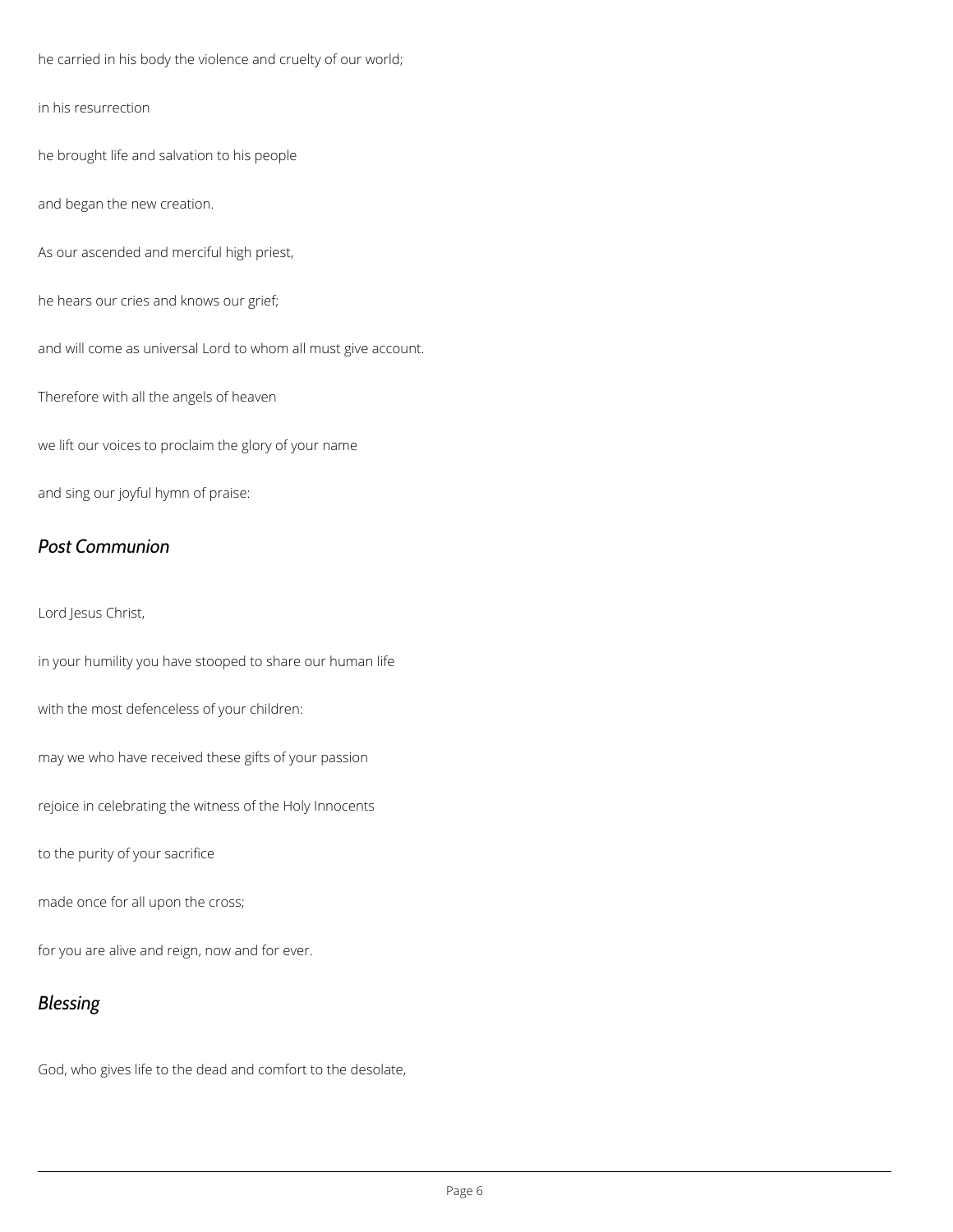he carried in his body the violence and cruelty of our world;

in his resurrection

he brought life and salvation to his people

and began the new creation.

As our ascended and merciful high priest,

he hears our cries and knows our grief;

and will come as universal Lord to whom all must give account.

Therefore with all the angels of heaven

we lift our voices to proclaim the glory of your name

and sing our joyful hymn of praise:

## *Post Communion*

Lord Jesus Christ,

in your humility you have stooped to share our human life

with the most defenceless of your children:

may we who have received these gifts of your passion

rejoice in celebrating the witness of the Holy Innocents

to the purity of your sacrifice

made once for all upon the cross;

for you are alive and reign, now and for ever.

## *Blessing*

God, who gives life to the dead and comfort to the desolate,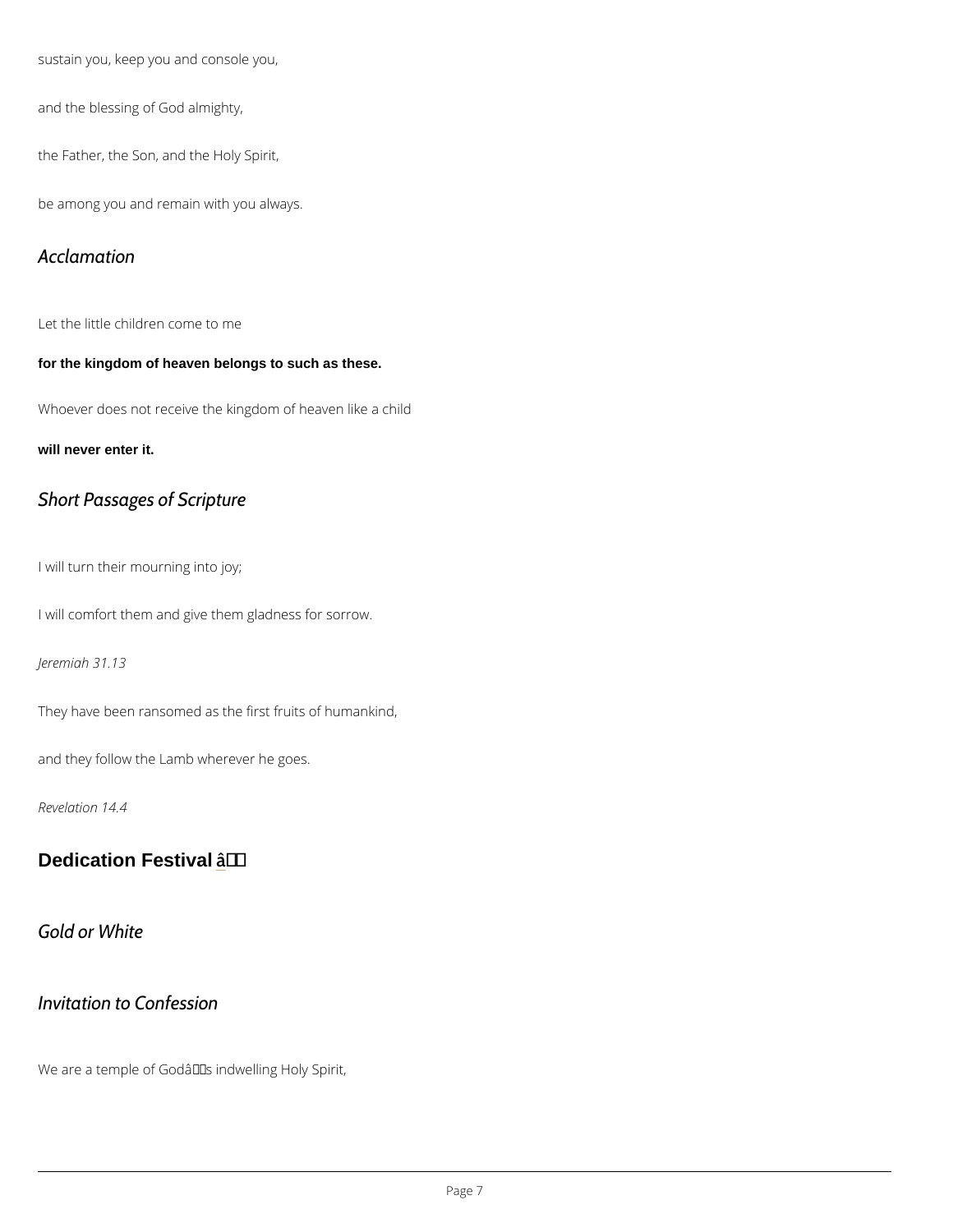sustain you, keep you and console you,

and the blessing of God almighty,

the Father, the Son, and the Holy Spirit,

be among you and remain with you always.

### *Acclamation*

Let the little children come to me

**for the kingdom of heaven belongs to such as these.**

Whoever does not receive the kingdom of heaven like a child

**will never enter it.**

### *Short Passages of Scripture*

I will turn their mourning into joy;

I will comfort them and give them gladness for sorrow.

*Jeremiah 31.13*

They have been ransomed as the first fruits of humankind,

and they follow the Lamb wherever he goes.

*Revelation 14.4*

## Dedication Festival â

### *Gold or White*

### *Invitation to Confession*

We are a temple of Godâs indwelling Holy Spirit,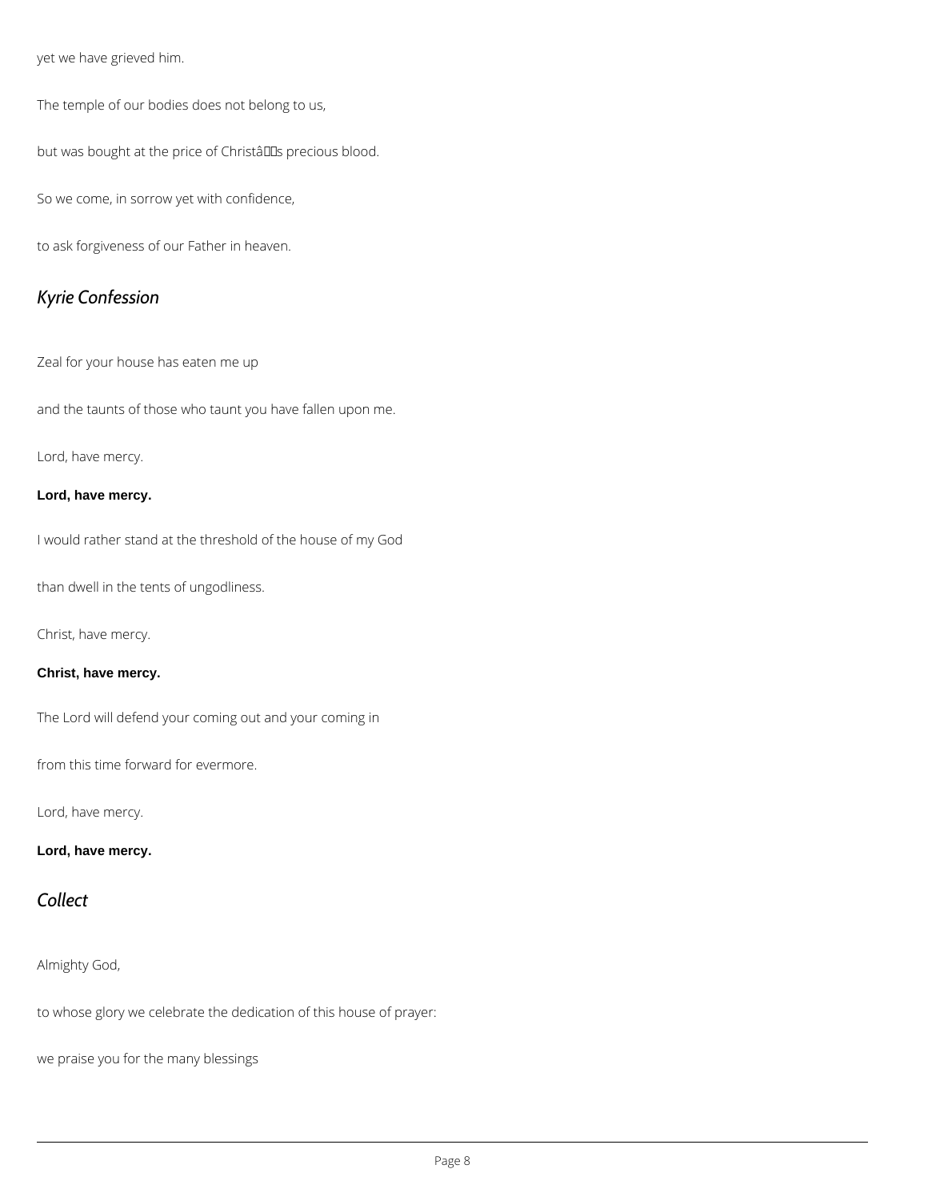yet we have grieved him.

The temple of our bodies does not belong to us,

but was bought at the price of Christâs precious blood.

So we come, in sorrow yet with confidence,

to ask forgiveness of our Father in heaven.

## *Kyrie Confession*

Zeal for your house has eaten me up

and the taunts of those who taunt you have fallen upon me.

Lord, have mercy.

**Lord, have mercy.**

I would rather stand at the threshold of the house of my God

than dwell in the tents of ungodliness.

Christ, have mercy.

**Christ, have mercy.**

The Lord will defend your coming out and your coming in

from this time forward for evermore.

Lord, have mercy.

**Lord, have mercy.**

## *Collect*

Almighty God,

to whose glory we celebrate the dedication of this house of prayer:

we praise you for the many blessings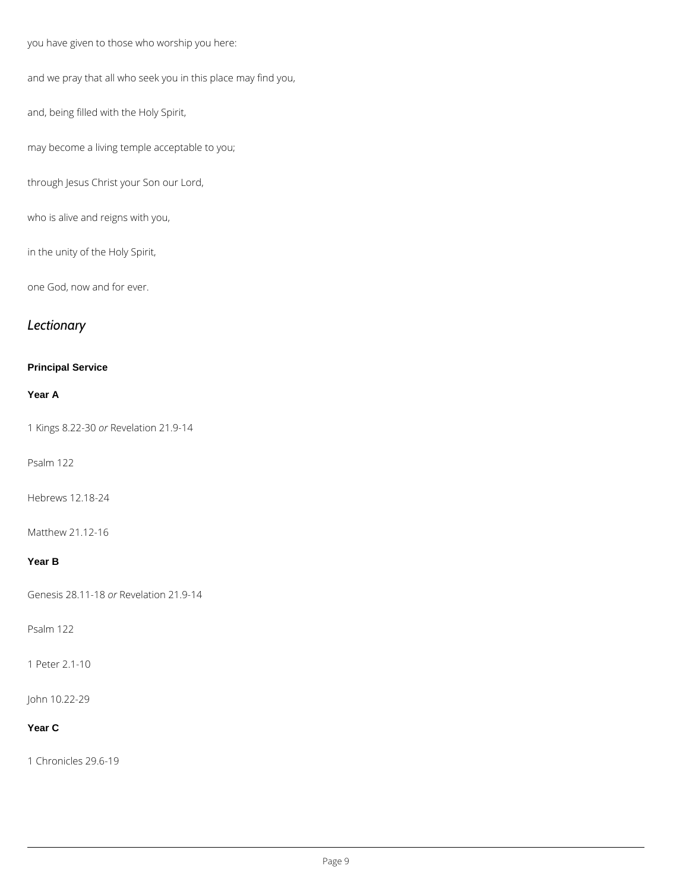you have given to those who worship you here:

and we pray that all who seek you in this place may find you,

and, being filled with the Holy Spirit,

may become a living temple acceptable to you;

through Jesus Christ your Son our Lord,

who is alive and reigns with you,

in the unity of the Holy Spirit,

one God, now and for ever.

## *Lectionary*

**Principal Service**

**Year A**

1 Kings 8.22-30 *or* Revelation 21.9-14

Psalm 122

Hebrews 12.18-24

Matthew 21.12-16

**Year B**

Genesis 28.11-18 *or* Revelation 21.9-14

Psalm 122

1 Peter 2.1-10

John 10.22-29

**Year C**

1 Chronicles 29.6-19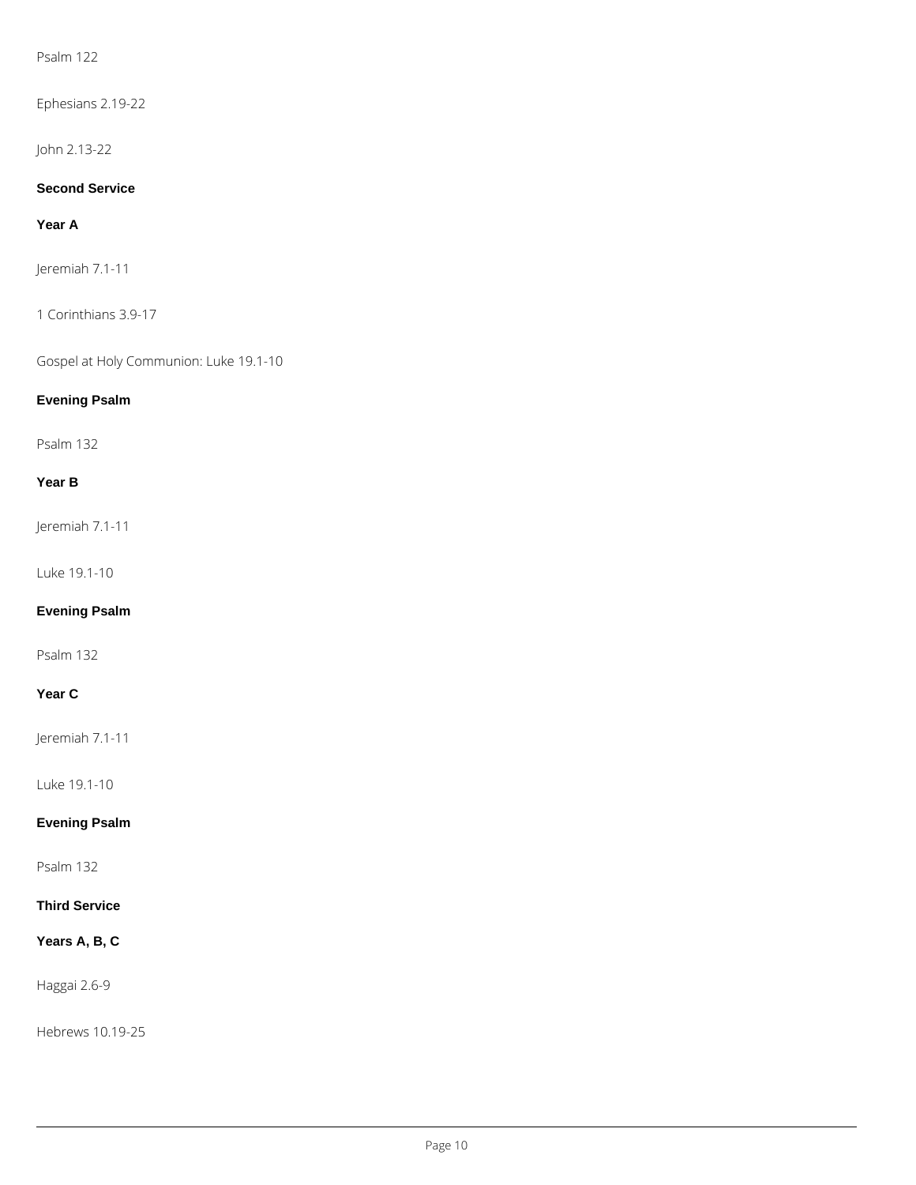Psalm 122

Ephesians 2.19-22

John 2.13-22

**Second Service**

**Year A**

Jeremiah 7.1-11

1 Corinthians 3.9-17

Gospel at Holy Communion: Luke 19.1-10

**Evening Psalm**

Psalm 132

**Year B**

Jeremiah 7.1-11

Luke 19.1-10

**Evening Psalm**

Psalm 132

**Year C**

Jeremiah 7.1-11

Luke 19.1-10

**Evening Psalm**

Psalm 132

**Third Service**

**Years A, B, C**

Haggai 2.6-9

Hebrews 10.19-25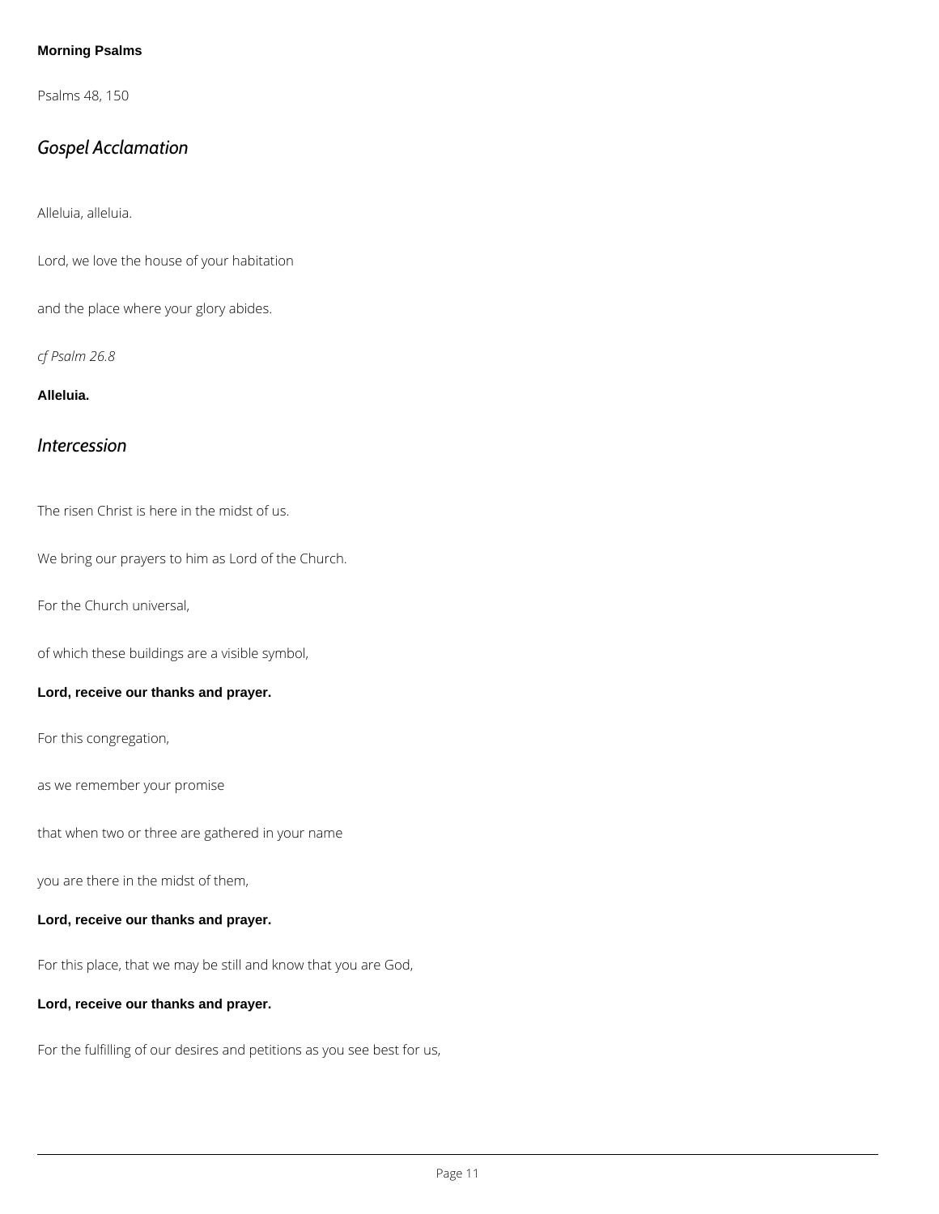**Morning Psalms**

Psalms 48, 150

## *Gospel Acclamation*

Alleluia, alleluia.

Lord, we love the house of your habitation

and the place where your glory abides.

*cf Psalm 26.8*

**Alleluia.**

## *Intercession*

The risen Christ is here in the midst of us.

We bring our prayers to him as Lord of the Church.

For the Church universal,

of which these buildings are a visible symbol,

**Lord, receive our thanks and prayer.**

For this congregation,

as we remember your promise

that when two or three are gathered in your name

you are there in the midst of them,

**Lord, receive our thanks and prayer.**

For this place, that we may be still and know that you are God,

**Lord, receive our thanks and prayer.**

For the fulfilling of our desires and petitions as you see best for us,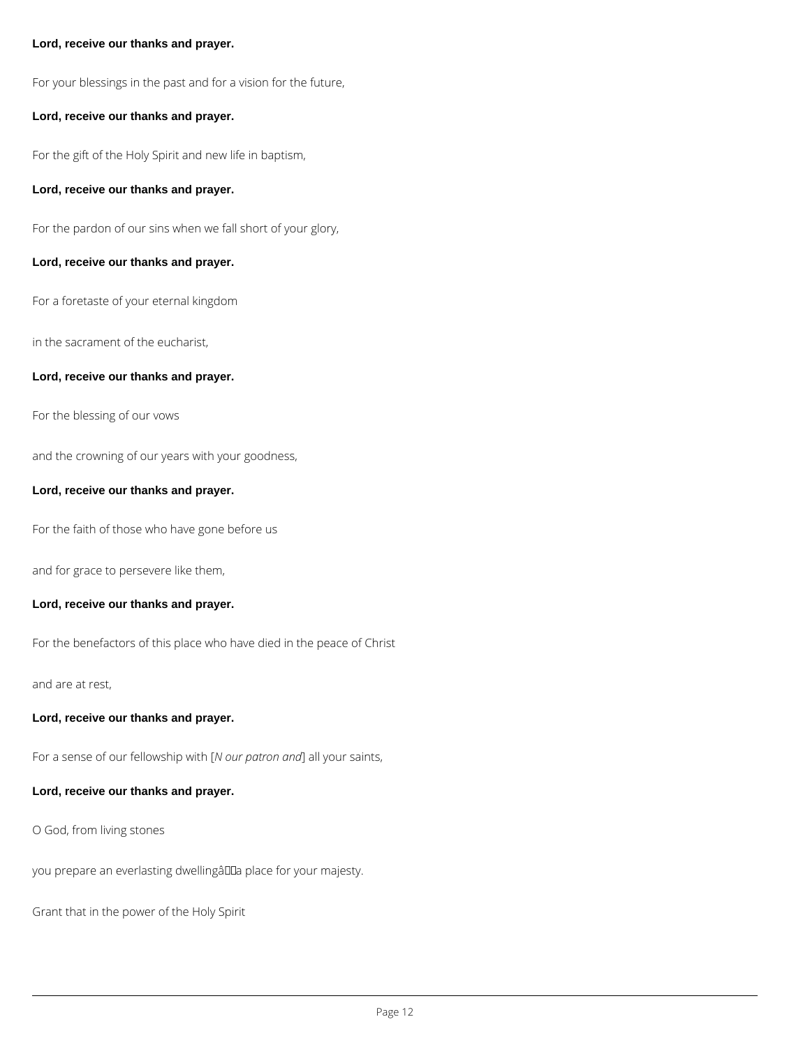**Lord, receive our thanks and prayer.**

For your blessings in the past and for a vision for the future,

**Lord, receive our thanks and prayer.**

For the gift of the Holy Spirit and new life in baptism,

**Lord, receive our thanks and prayer.**

For the pardon of our sins when we fall short of your glory,

**Lord, receive our thanks and prayer.**

For a foretaste of your eternal kingdom

in the sacrament of the eucharist,

**Lord, receive our thanks and prayer.**

For the blessing of our vows

and the crowning of our years with your goodness,

**Lord, receive our thanks and prayer.**

For the faith of those who have gone before us

and for grace to persevere like them,

**Lord, receive our thanks and prayer.**

For the benefactors of this place who have died in the peace of Christ

and are at rest,

**Lord, receive our thanks and prayer.**

For a sense of our fellowship with [*N our patron and*] all your saints,

**Lord, receive our thanks and prayer.**

O God, from living stones

you prepare an everlasting dwellingâa place for your majesty.

Grant that in the power of the Holy Spirit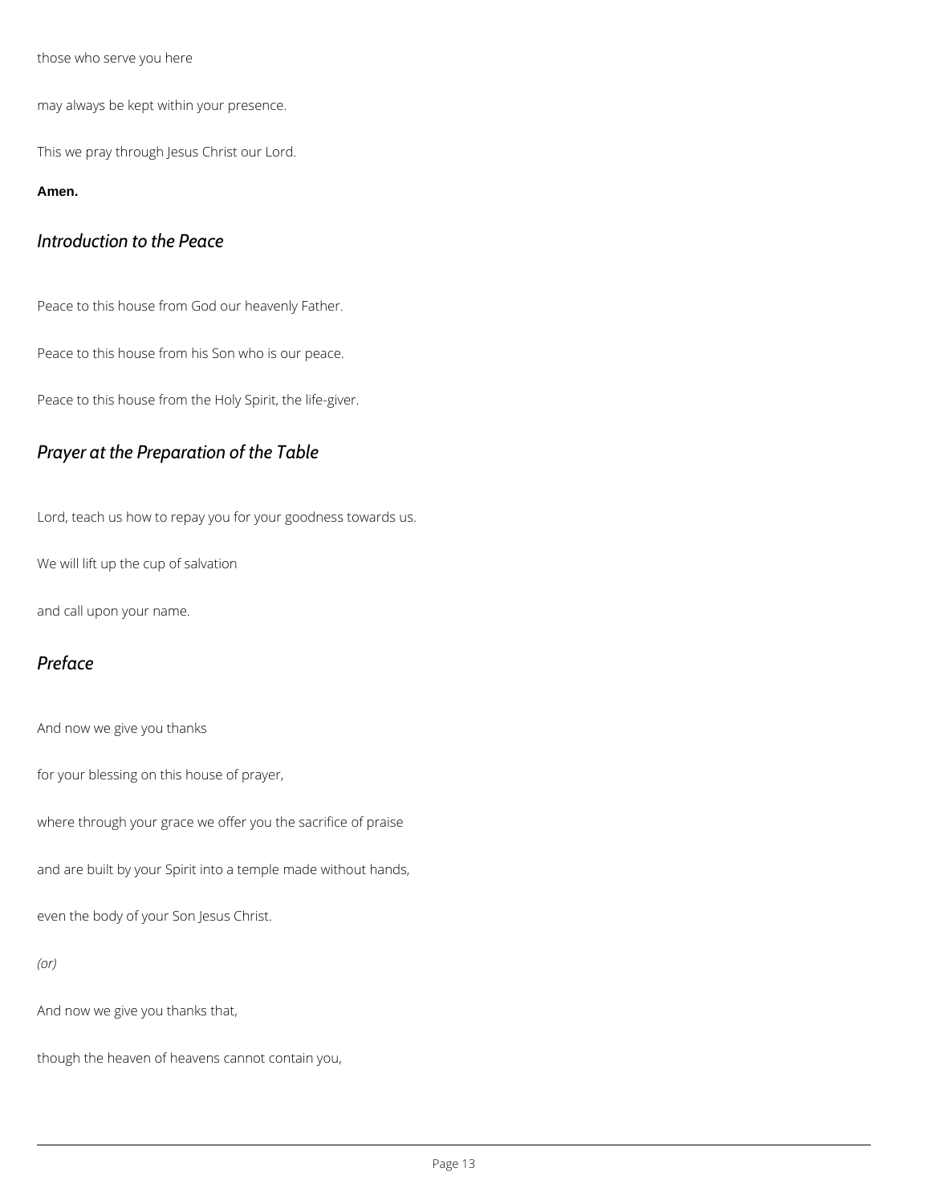those who serve you here

may always be kept within your presence.

This we pray through Jesus Christ our Lord.

**Amen.**

## *Introduction to the Peace*

Peace to this house from God our heavenly Father.

Peace to this house from his Son who is our peace.

Peace to this house from the Holy Spirit, the life-giver.

## *Prayer at the Preparation of the Table*

Lord, teach us how to repay you for your goodness towards us.

We will lift up the cup of salvation

and call upon your name.

## *Preface*

And now we give you thanks

for your blessing on this house of prayer,

where through your grace we offer you the sacrifice of praise

and are built by your Spirit into a temple made without hands,

even the body of your Son Jesus Christ.

*(or)*

And now we give you thanks that,

though the heaven of heavens cannot contain you,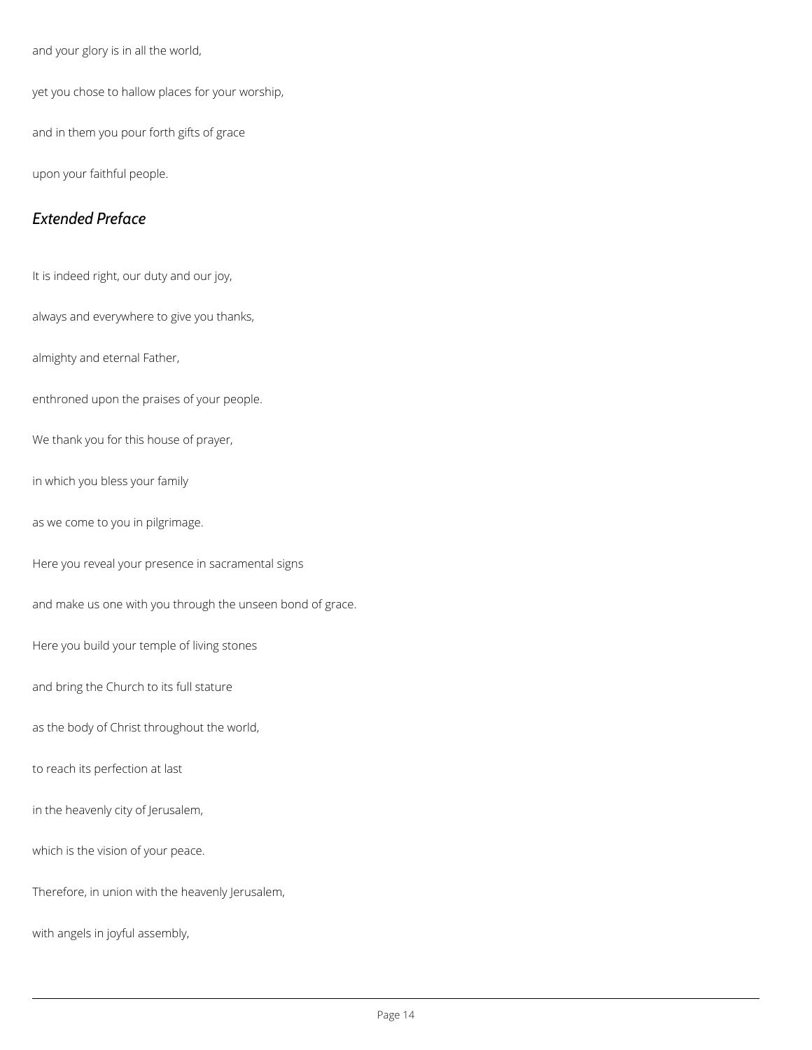and your glory is in all the world,

yet you chose to hallow places for your worship,

and in them you pour forth gifts of grace

upon your faithful people.

### *Extended Preface*

It is indeed right, our duty and our joy,

always and everywhere to give you thanks,

almighty and eternal Father,

enthroned upon the praises of your people.

We thank you for this house of prayer,

in which you bless your family

as we come to you in pilgrimage.

Here you reveal your presence in sacramental signs

and make us one with you through the unseen bond of grace.

Here you build your temple of living stones

and bring the Church to its full stature

as the body of Christ throughout the world,

to reach its perfection at last

in the heavenly city of Jerusalem,

which is the vision of your peace.

Therefore, in union with the heavenly Jerusalem,

with angels in joyful assembly,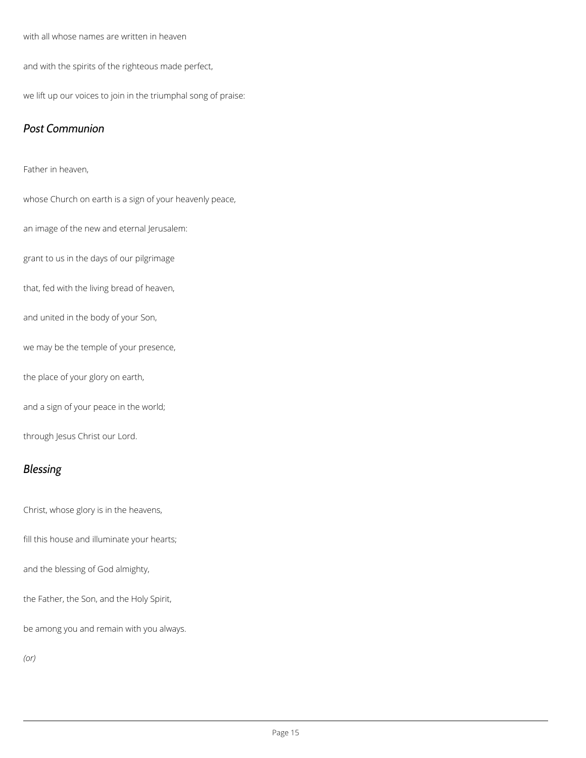with all whose names are written in heaven

and with the spirits of the righteous made perfect,

we lift up our voices to join in the triumphal song of praise:

## *Post Communion*

Father in heaven,

whose Church on earth is a sign of your heavenly peace,

an image of the new and eternal Jerusalem:

grant to us in the days of our pilgrimage

that, fed with the living bread of heaven,

and united in the body of your Son,

we may be the temple of your presence,

the place of your glory on earth,

and a sign of your peace in the world;

through Jesus Christ our Lord.

## *Blessing*

Christ, whose glory is in the heavens,

fill this house and illuminate your hearts;

and the blessing of God almighty,

the Father, the Son, and the Holy Spirit,

be among you and remain with you always.

*(or)*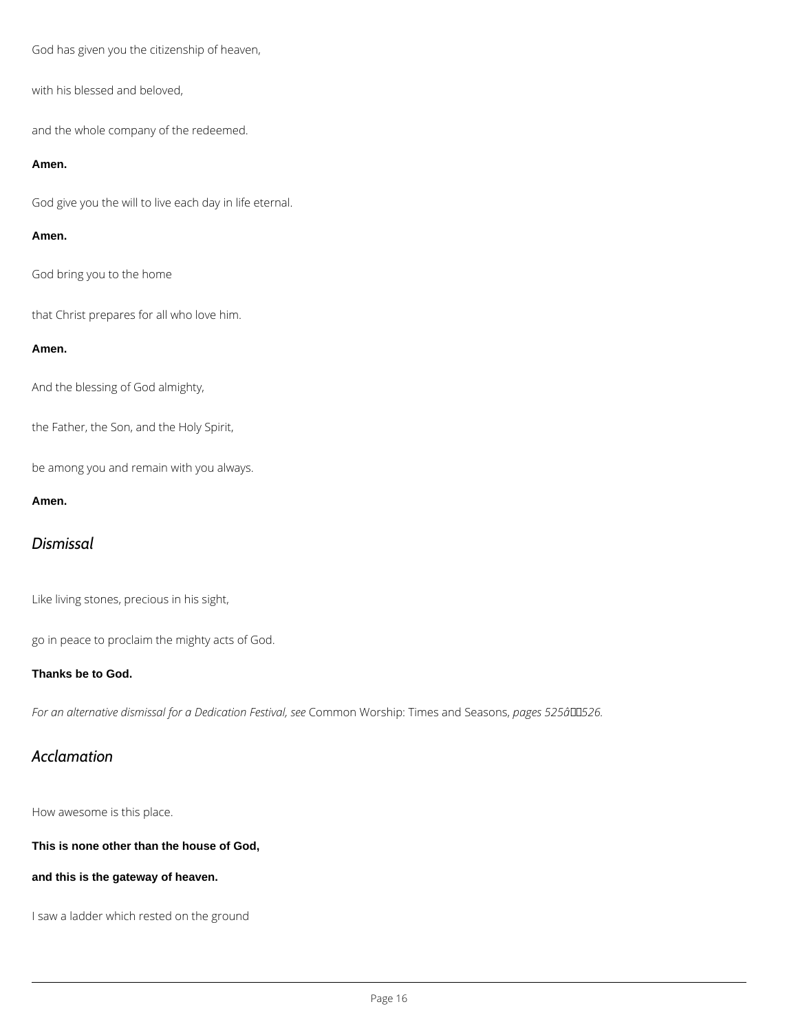God has given you the citizenship of heaven,

with his blessed and beloved,

and the whole company of the redeemed.

**Amen.**

God give you the will to live each day in life eternal.

**Amen.**

God bring you to the home

that Christ prepares for all who love him.

**Amen.**

And the blessing of God almighty,

the Father, the Son, and the Holy Spirit,

be among you and remain with you always.

**Amen.**

## *Dismissal*

Like living stones, precious in his sight,

go in peace to proclaim the mighty acts of God.

**Thanks be to God.**

*For an alternative dismissal for a Dedication Festival, see* Common Worship: Times and Seasons, *pages 525â526.*

## *Acclamation*

How awesome is this place.

**This is none other than the house of God,**

**and this is the gateway of heaven.**

I saw a ladder which rested on the ground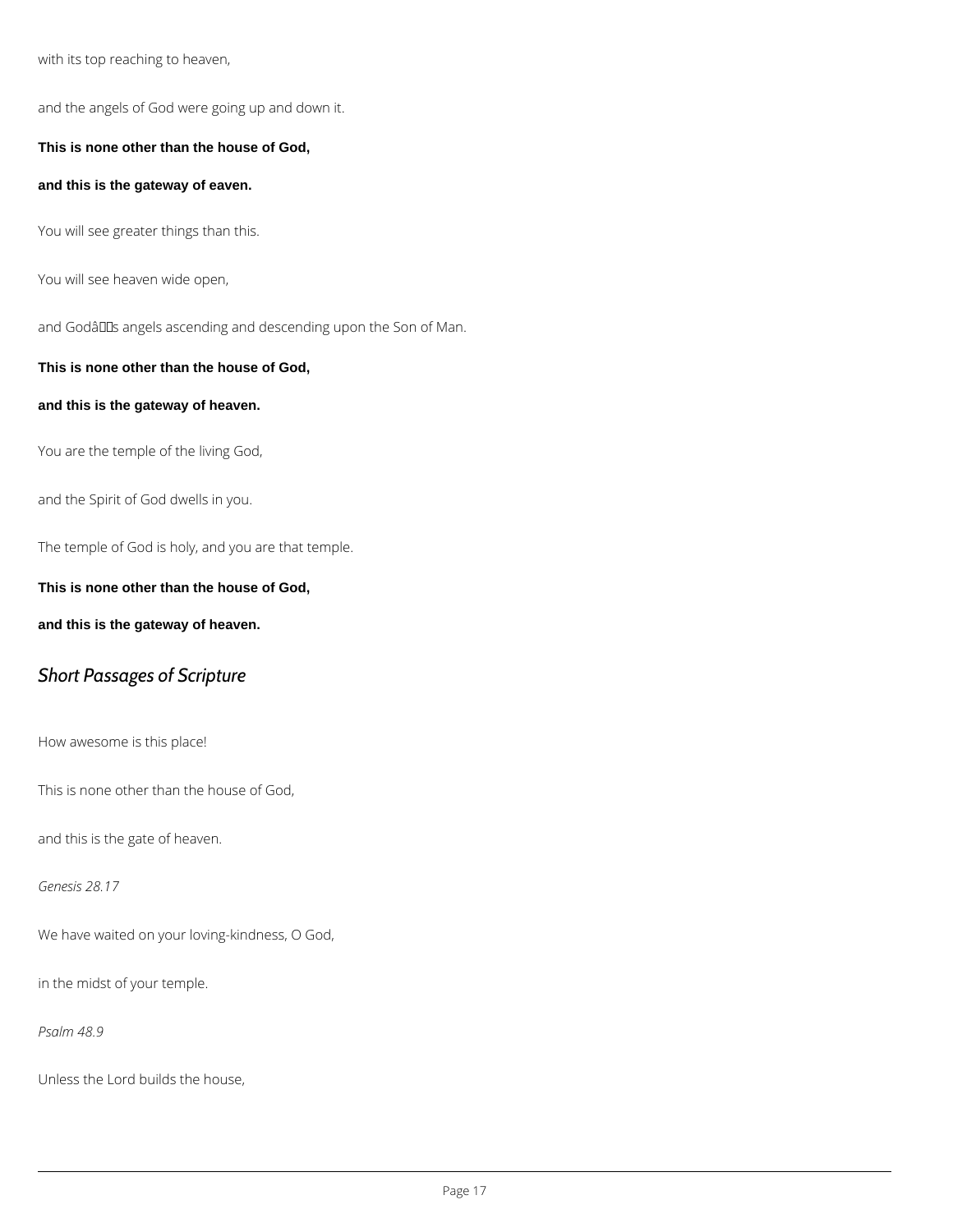with its top reaching to heaven,

and the angels of God were going up and down it.

**This is none other than the house of God,**

**and this is the gateway of eaven.**

You will see greater things than this.

You will see heaven wide open,

and Godâs angels ascending and descending upon the Son of Man.

**This is none other than the house of God,**

**and this is the gateway of heaven.**

You are the temple of the living God,

and the Spirit of God dwells in you.

The temple of God is holy, and you are that temple.

**This is none other than the house of God,**

**and this is the gateway of heaven.**

## *Short Passages of Scripture*

How awesome is this place!

This is none other than the house of God,

and this is the gate of heaven.

*Genesis 28.17*

We have waited on your loving-kindness, O God,

in the midst of your temple.

*Psalm 48.9*

Unless the Lord builds the house,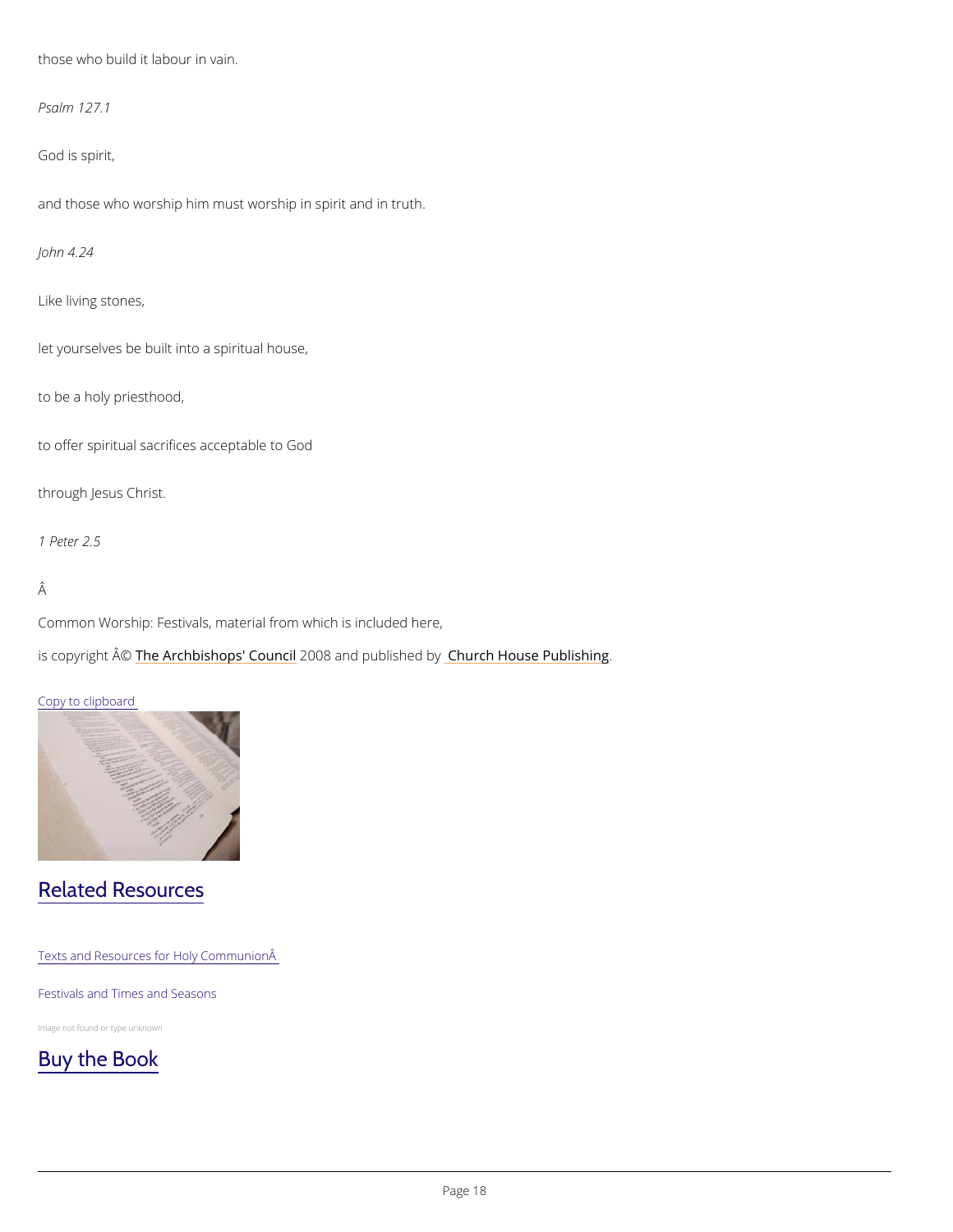those who build it labour in vain.

*Psalm 127.1*

God is spirit,

and those who worship him must worship in spirit and in truth.

*John 4.24*

Like living stones,

let yourselves be built into a spiritual house,

to be a holy priesthood,

to offer spiritual sacrifices acceptable to God

through Jesus Christ.

*1 Peter 2.5*

Â

Common Worship: Festivals, material from which is included here,

is copyright Â© The Archbishops' Council 2008 and published by Church House Publishing.

Copy to clipboard

## Related Resources

Texts and Resources for Holy CommunionÂ

Festivals and Times and Seasons

Image not found or type unknown

## Buy the Book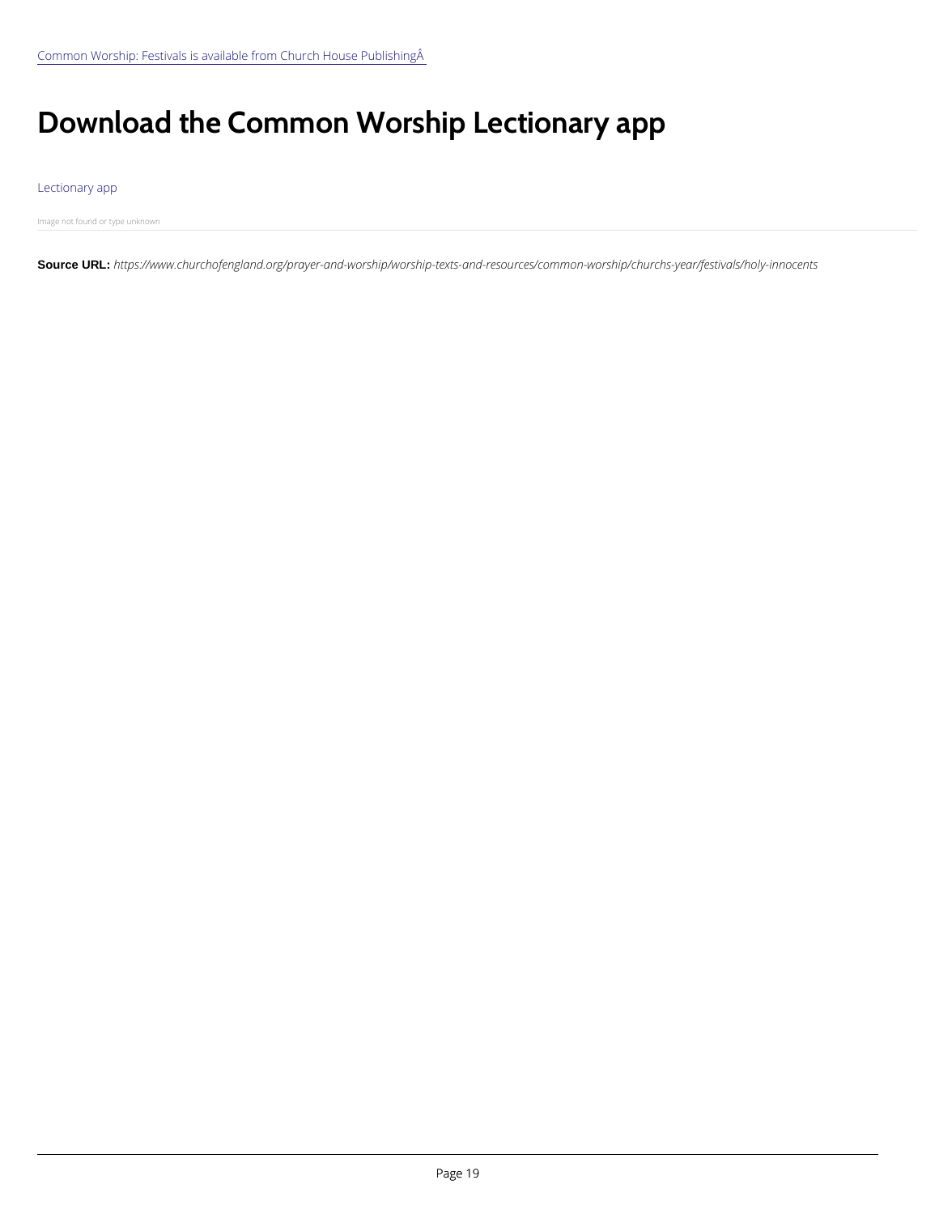[Common Worship: Festivals is available from Church House PublishingÂ ]

# Download the Common Worship Lectionary app

[Lectionary app]

Image not found or type unknown

**Source URL:** *https://www.churchofengland.org/prayer-and-worship/worship-texts-and-resources/common-worship/churchs-year/festivals/holy-innocents*